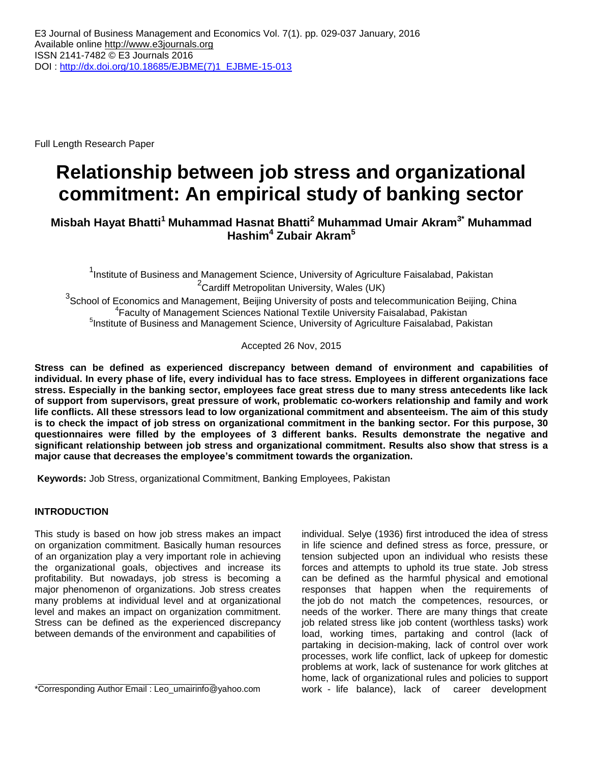E3 Journal of Business Management and Economics Vol. 7(1). pp. 029-037 January, 2016
Available online http://www.e3journals.org
ISSN 2141-7482 © E3 Journals 2016
DOI : http://dx.doi.org/10.18685/EJBME(7)1_EJBME-15-013

Full Length Research Paper

# Relationship between job stress and organizational commitment: An empirical study of banking sector

**Misbah Hayat Bhatti[1] Muhammad Hasnat Bhatti[2] Muhammad Umair Akram[3*] Muhammad Hashim[4] Zubair Akram[5]**

[1]Institute of Business and Management Science, University of Agriculture Faisalabad, Pakistan
[2]Cardiff Metropolitan University, Wales (UK)
[3]School of Economics and Management, Beijing University of posts and telecommunication Beijing, China
[4]Faculty of Management Sciences National Textile University Faisalabad, Pakistan
[5]Institute of Business and Management Science, University of Agriculture Faisalabad, Pakistan

Accepted 26 Nov, 2015

**Stress can be defined as experienced discrepancy between demand of environment and capabilities of individual. In every phase of life, every individual has to face stress. Employees in different organizations face stress. Especially in the banking sector, employees face great stress due to many stress antecedents like lack of support from supervisors, great pressure of work, problematic co-workers relationship and family and work life conflicts. All these stressors lead to low organizational commitment and absenteeism. The aim of this study is to check the impact of job stress on organizational commitment in the banking sector. For this purpose, 30 questionnaires were filled by the employees of 3 different banks. Results demonstrate the negative and significant relationship between job stress and organizational commitment. Results also show that stress is a major cause that decreases the employee's commitment towards the organization.**

**Keywords:** Job Stress, organizational Commitment, Banking Employees, Pakistan

## INTRODUCTION

This study is based on how job stress makes an impact on organization commitment. Basically human resources of an organization play a very important role in achieving the organizational goals, objectives and increase its profitability. But nowadays, job stress is becoming a major phenomenon of organizations. Job stress creates many problems at individual level and at organizational level and makes an impact on organization commitment. Stress can be defined as the experienced discrepancy between demands of the environment and capabilities of individual. Selye (1936) first introduced the idea of stress in life science and defined stress as force, pressure, or tension subjected upon an individual who resists these forces and attempts to uphold its true state. Job stress can be defined as the harmful physical and emotional responses that happen when the requirements of the job do not match the competences, resources, or needs of the worker. There are many things that create job related stress like job content (worthless tasks) work load, working times, partaking and control (lack of partaking in decision-making, lack of control over work processes, work life conflict, lack of upkeep for domestic problems at work, lack of sustenance for work glitches at home, lack of organizational rules and policies to support work - life balance), lack of career development

*Corresponding Author Email : Leo_umairinfo@yahoo.com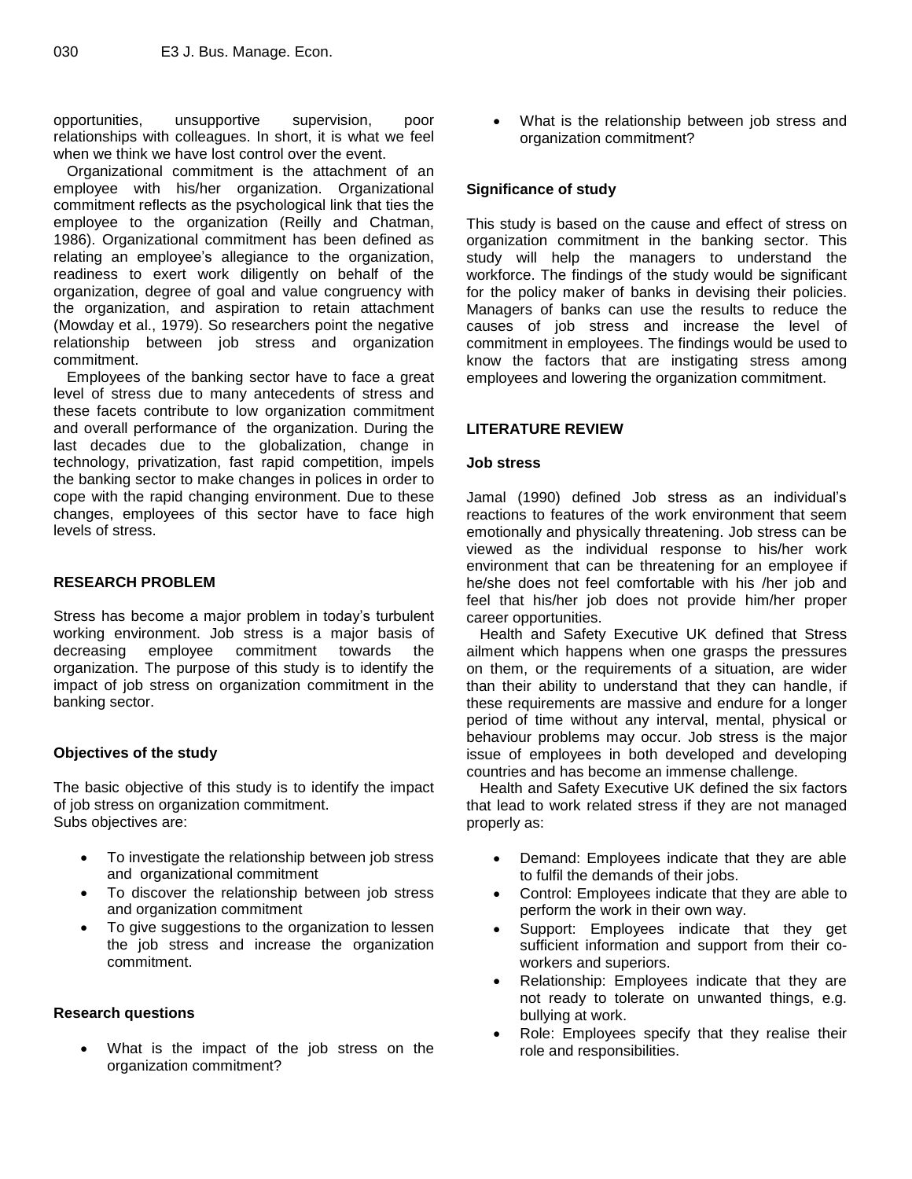opportunities, unsupportive supervision, poor relationships with colleagues. In short, it is what we feel when we think we have lost control over the event.

Organizational commitment is the attachment of an employee with his/her organization. Organizational commitment reflects as the psychological link that ties the employee to the organization (Reilly and Chatman, 1986). Organizational commitment has been defined as relating an employee's allegiance to the organization, readiness to exert work diligently on behalf of the organization, degree of goal and value congruency with the organization, and aspiration to retain attachment (Mowday et al., 1979). So researchers point the negative relationship between job stress and organization commitment.

Employees of the banking sector have to face a great level of stress due to many antecedents of stress and these facets contribute to low organization commitment and overall performance of the organization. During the last decades due to the globalization, change in technology, privatization, fast rapid competition, impels the banking sector to make changes in polices in order to cope with the rapid changing environment. Due to these changes, employees of this sector have to face high levels of stress.

## RESEARCH PROBLEM

Stress has become a major problem in today's turbulent working environment. Job stress is a major basis of decreasing employee commitment towards the organization. The purpose of this study is to identify the impact of job stress on organization commitment in the banking sector.

### Objectives of the study

The basic objective of this study is to identify the impact of job stress on organization commitment.
Subs objectives are:

- To investigate the relationship between job stress and organizational commitment
- To discover the relationship between job stress and organization commitment
- To give suggestions to the organization to lessen the job stress and increase the organization commitment.

### Research questions

- What is the impact of the job stress on the organization commitment?
- What is the relationship between job stress and organization commitment?

### Significance of study

This study is based on the cause and effect of stress on organization commitment in the banking sector. This study will help the managers to understand the workforce. The findings of the study would be significant for the policy maker of banks in devising their policies. Managers of banks can use the results to reduce the causes of job stress and increase the level of commitment in employees. The findings would be used to know the factors that are instigating stress among employees and lowering the organization commitment.

## LITERATURE REVIEW

### Job stress

Jamal (1990) defined Job stress as an individual's reactions to features of the work environment that seem emotionally and physically threatening. Job stress can be viewed as the individual response to his/her work environment that can be threatening for an employee if he/she does not feel comfortable with his /her job and feel that his/her job does not provide him/her proper career opportunities.

Health and Safety Executive UK defined that Stress ailment which happens when one grasps the pressures on them, or the requirements of a situation, are wider than their ability to understand that they can handle, if these requirements are massive and endure for a longer period of time without any interval, mental, physical or behaviour problems may occur. Job stress is the major issue of employees in both developed and developing countries and has become an immense challenge.

Health and Safety Executive UK defined the six factors that lead to work related stress if they are not managed properly as:

- Demand: Employees indicate that they are able to fulfil the demands of their jobs.
- Control: Employees indicate that they are able to perform the work in their own way.
- Support: Employees indicate that they get sufficient information and support from their co-workers and superiors.
- Relationship: Employees indicate that they are not ready to tolerate on unwanted things, e.g. bullying at work.
- Role: Employees specify that they realise their role and responsibilities.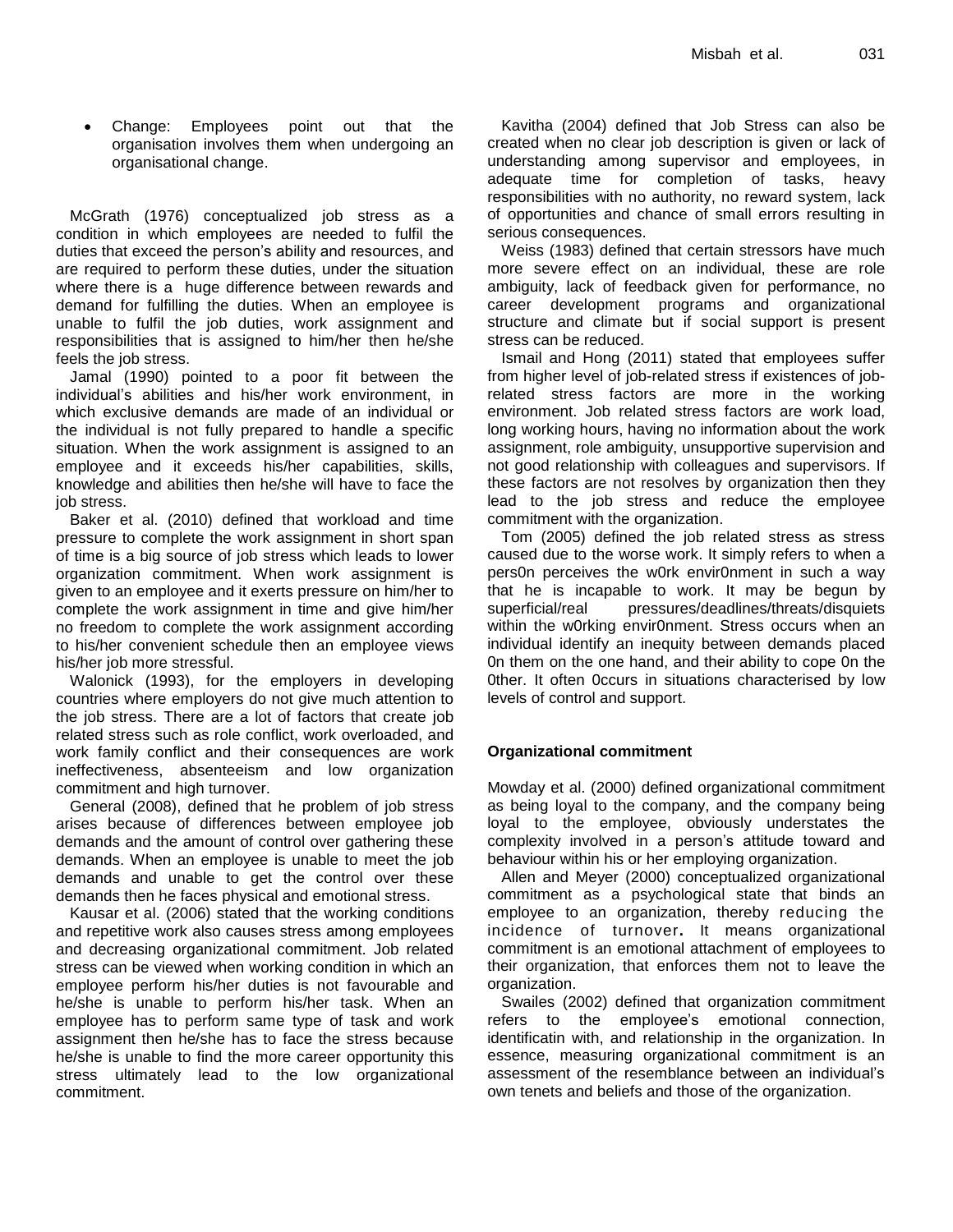- Change: Employees point out that the organisation involves them when undergoing an organisational change.

McGrath (1976) conceptualized job stress as a condition in which employees are needed to fulfil the duties that exceed the person's ability and resources, and are required to perform these duties, under the situation where there is a huge difference between rewards and demand for fulfilling the duties. When an employee is unable to fulfil the job duties, work assignment and responsibilities that is assigned to him/her then he/she feels the job stress.

Jamal (1990) pointed to a poor fit between the individual's abilities and his/her work environment, in which exclusive demands are made of an individual or the individual is not fully prepared to handle a specific situation. When the work assignment is assigned to an employee and it exceeds his/her capabilities, skills, knowledge and abilities then he/she will have to face the job stress.

Baker et al. (2010) defined that workload and time pressure to complete the work assignment in short span of time is a big source of job stress which leads to lower organization commitment. When work assignment is given to an employee and it exerts pressure on him/her to complete the work assignment in time and give him/her no freedom to complete the work assignment according to his/her convenient schedule then an employee views his/her job more stressful.

Walonick (1993), for the employers in developing countries where employers do not give much attention to the job stress. There are a lot of factors that create job related stress such as role conflict, work overloaded, and work family conflict and their consequences are work ineffectiveness, absenteeism and low organization commitment and high turnover.

General (2008), defined that he problem of job stress arises because of differences between employee job demands and the amount of control over gathering these demands. When an employee is unable to meet the job demands and unable to get the control over these demands then he faces physical and emotional stress.

Kausar et al. (2006) stated that the working conditions and repetitive work also causes stress among employees and decreasing organizational commitment. Job related stress can be viewed when working condition in which an employee perform his/her duties is not favourable and he/she is unable to perform his/her task. When an employee has to perform same type of task and work assignment then he/she has to face the stress because he/she is unable to find the more career opportunity this stress ultimately lead to the low organizational commitment.

Kavitha (2004) defined that Job Stress can also be created when no clear job description is given or lack of understanding among supervisor and employees, in adequate time for completion of tasks, heavy responsibilities with no authority, no reward system, lack of opportunities and chance of small errors resulting in serious consequences.

Weiss (1983) defined that certain stressors have much more severe effect on an individual, these are role ambiguity, lack of feedback given for performance, no career development programs and organizational structure and climate but if social support is present stress can be reduced.

Ismail and Hong (2011) stated that employees suffer from higher level of job-related stress if existences of job-related stress factors are more in the working environment. Job related stress factors are work load, long working hours, having no information about the work assignment, role ambiguity, unsupportive supervision and not good relationship with colleagues and supervisors. If these factors are not resolves by organization then they lead to the job stress and reduce the employee commitment with the organization.

Tom (2005) defined the job related stress as stress caused due to the worse work. It simply refers to when a pers0n perceives the w0rk envir0nment in such a way that he is incapable to work. It may be begun by superficial/real pressures/deadlines/threats/disquiets within the w0rking envir0nment. Stress occurs when an individual identify an inequity between demands placed 0n them on the one hand, and their ability to cope 0n the 0ther. It often 0ccurs in situations characterised by low levels of control and support.

## Organizational commitment

Mowday et al. (2000) defined organizational commitment as being loyal to the company, and the company being loyal to the employee, obviously understates the complexity involved in a person's attitude toward and behaviour within his or her employing organization.

Allen and Meyer (2000) conceptualized organizational commitment as a psychological state that binds an employee to an organization, thereby reducing the incidence of turnover. It means organizational commitment is an emotional attachment of employees to their organization, that enforces them not to leave the organization.

Swailes (2002) defined that organization commitment refers to the employee's emotional connection, identificatin with, and relationship in the organization. In essence, measuring organizational commitment is an assessment of the resemblance between an individual's own tenets and beliefs and those of the organization.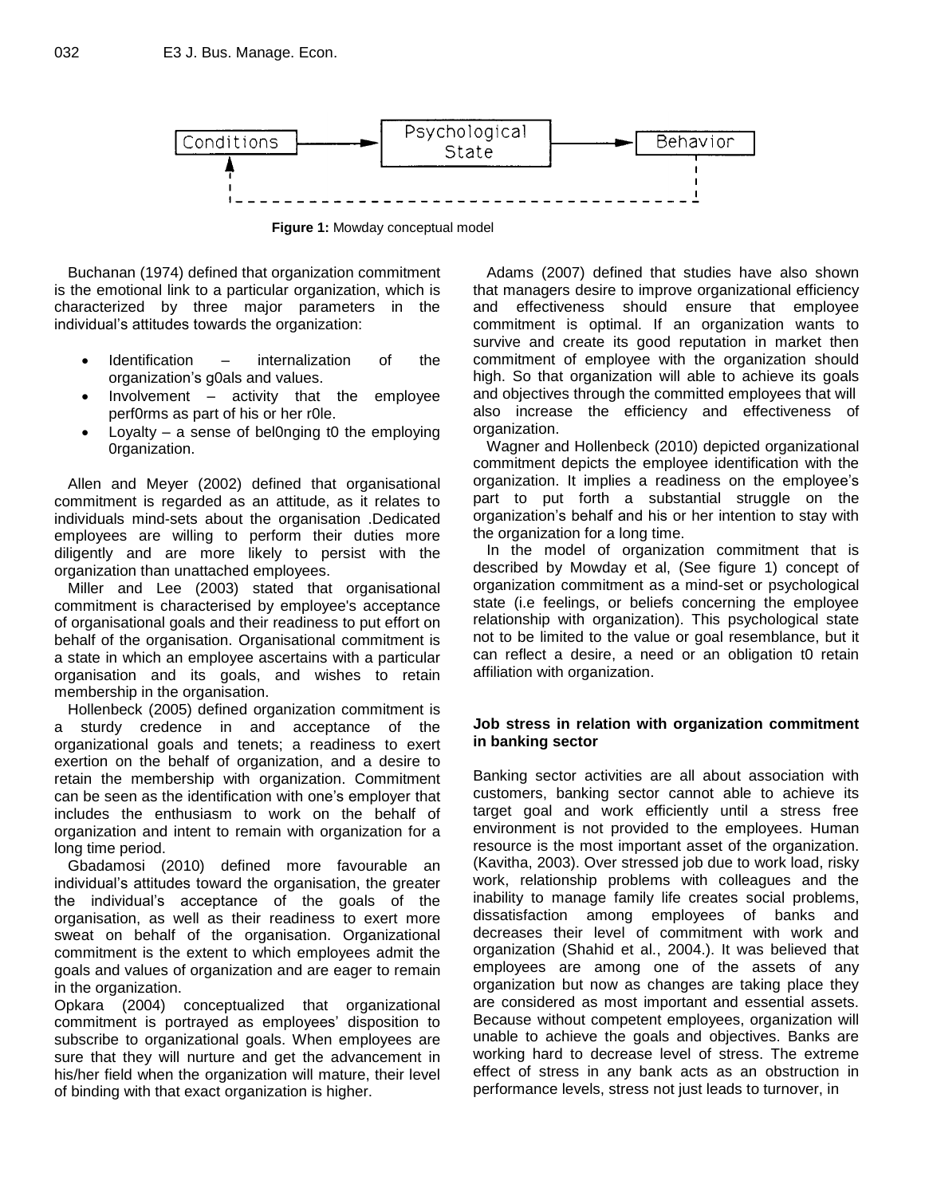Conditions → Psychological State → Behavior

**Figure 1:** Mowday conceptual model

Buchanan (1974) defined that organization commitment is the emotional link to a particular organization, which is characterized by three major parameters in the individual's attitudes towards the organization:

- Identification – internalization of the organization's g0als and values.
- Involvement – activity that the employee perf0rms as part of his or her r0le.
- Loyalty – a sense of bel0nging t0 the employing 0rganization.

Allen and Meyer (2002) defined that organisational commitment is regarded as an attitude, as it relates to individuals mind-sets about the organisation .Dedicated employees are willing to perform their duties more diligently and are more likely to persist with the organization than unattached employees.

Miller and Lee (2003) stated that organisational commitment is characterised by employee's acceptance of organisational goals and their readiness to put effort on behalf of the organisation. Organisational commitment is a state in which an employee ascertains with a particular organisation and its goals, and wishes to retain membership in the organisation.

Hollenbeck (2005) defined organization commitment is a sturdy credence in and acceptance of the organizational goals and tenets; a readiness to exert exertion on the behalf of organization, and a desire to retain the membership with organization. Commitment can be seen as the identification with one's employer that includes the enthusiasm to work on the behalf of organization and intent to remain with organization for a long time period.

Gbadamosi (2010) defined more favourable an individual's attitudes toward the organisation, the greater the individual's acceptance of the goals of the organisation, as well as their readiness to exert more sweat on behalf of the organisation. Organizational commitment is the extent to which employees admit the goals and values of organization and are eager to remain in the organization.

Opkara (2004) conceptualized that organizational commitment is portrayed as employees' disposition to subscribe to organizational goals. When employees are sure that they will nurture and get the advancement in his/her field when the organization will mature, their level of binding with that exact organization is higher.

Adams (2007) defined that studies have also shown that managers desire to improve organizational efficiency and effectiveness should ensure that employee commitment is optimal. If an organization wants to survive and create its good reputation in market then commitment of employee with the organization should high. So that organization will able to achieve its goals and objectives through the committed employees that will also increase the efficiency and effectiveness of organization.

Wagner and Hollenbeck (2010) depicted organizational commitment depicts the employee identification with the organization. It implies a readiness on the employee's part to put forth a substantial struggle on the organization's behalf and his or her intention to stay with the organization for a long time.

In the model of organization commitment that is described by Mowday et al, (See figure 1) concept of organization commitment as a mind-set or psychological state (i.e feelings, or beliefs concerning the employee relationship with organization). This psychological state not to be limited to the value or goal resemblance, but it can reflect a desire, a need or an obligation t0 retain affiliation with organization.

### Job stress in relation with organization commitment in banking sector

Banking sector activities are all about association with customers, banking sector cannot able to achieve its target goal and work efficiently until a stress free environment is not provided to the employees. Human resource is the most important asset of the organization. (Kavitha, 2003). Over stressed job due to work load, risky work, relationship problems with colleagues and the inability to manage family life creates social problems, dissatisfaction among employees of banks and decreases their level of commitment with work and organization (Shahid et al., 2004.). It was believed that employees are among one of the assets of any organization but now as changes are taking place they are considered as most important and essential assets. Because without competent employees, organization will unable to achieve the goals and objectives. Banks are working hard to decrease level of stress. The extreme effect of stress in any bank acts as an obstruction in performance levels, stress not just leads to turnover, in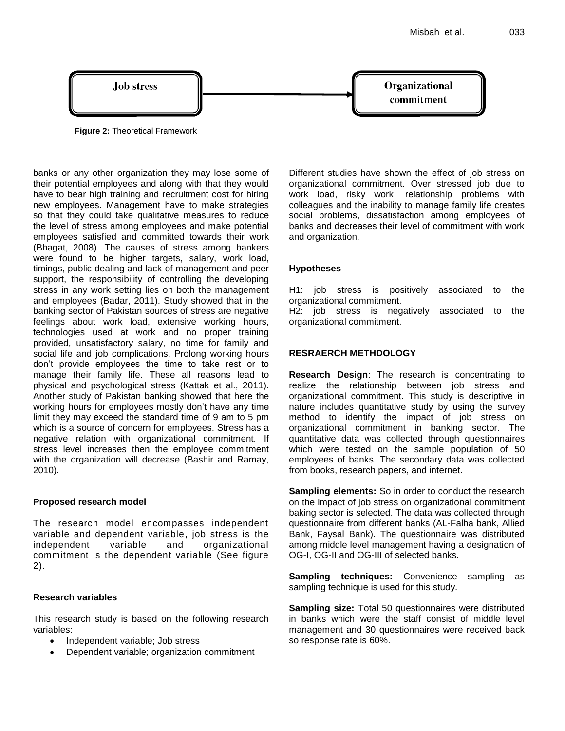Job stress → Organizational commitment

**Figure 2:** Theoretical Framework

banks or any other organization they may lose some of their potential employees and along with that they would have to bear high training and recruitment cost for hiring new employees. Management have to make strategies so that they could take qualitative measures to reduce the level of stress among employees and make potential employees satisfied and committed towards their work (Bhagat, 2008). The causes of stress among bankers were found to be higher targets, salary, work load, timings, public dealing and lack of management and peer support, the responsibility of controlling the developing stress in any work setting lies on both the management and employees (Badar, 2011). Study showed that in the banking sector of Pakistan sources of stress are negative feelings about work load, extensive working hours, technologies used at work and no proper training provided, unsatisfactory salary, no time for family and social life and job complications. Prolong working hours don't provide employees the time to take rest or to manage their family life. These all reasons lead to physical and psychological stress (Kattak et al., 2011). Another study of Pakistan banking showed that here the working hours for employees mostly don't have any time limit they may exceed the standard time of 9 am to 5 pm which is a source of concern for employees. Stress has a negative relation with organizational commitment. If stress level increases then the employee commitment with the organization will decrease (Bashir and Ramay, 2010).

### Proposed research model

The research model encompasses independent variable and dependent variable, job stress is the independent variable and organizational commitment is the dependent variable (See figure 2).

### Research variables

This research study is based on the following research variables:

- Independent variable; Job stress
- Dependent variable; organization commitment

Different studies have shown the effect of job stress on organizational commitment. Over stressed job due to work load, risky work, relationship problems with colleagues and the inability to manage family life creates social problems, dissatisfaction among employees of banks and decreases their level of commitment with work and organization.

### Hypotheses

H1: job stress is positively associated to the organizational commitment.
H2: job stress is negatively associated to the organizational commitment.

## RESRAERCH METHDOLOGY

**Research Design**: The research is concentrating to realize the relationship between job stress and organizational commitment. This study is descriptive in nature includes quantitative study by using the survey method to identify the impact of job stress on organizational commitment in banking sector. The quantitative data was collected through questionnaires which were tested on the sample population of 50 employees of banks. The secondary data was collected from books, research papers, and internet.

**Sampling elements:** So in order to conduct the research on the impact of job stress on organizational commitment baking sector is selected. The data was collected through questionnaire from different banks (AL-Falha bank, Allied Bank, Faysal Bank). The questionnaire was distributed among middle level management having a designation of OG-I, OG-II and OG-III of selected banks.

**Sampling techniques:** Convenience sampling as sampling technique is used for this study.

**Sampling size:** Total 50 questionnaires were distributed in banks which were the staff consist of middle level management and 30 questionnaires were received back so response rate is 60%.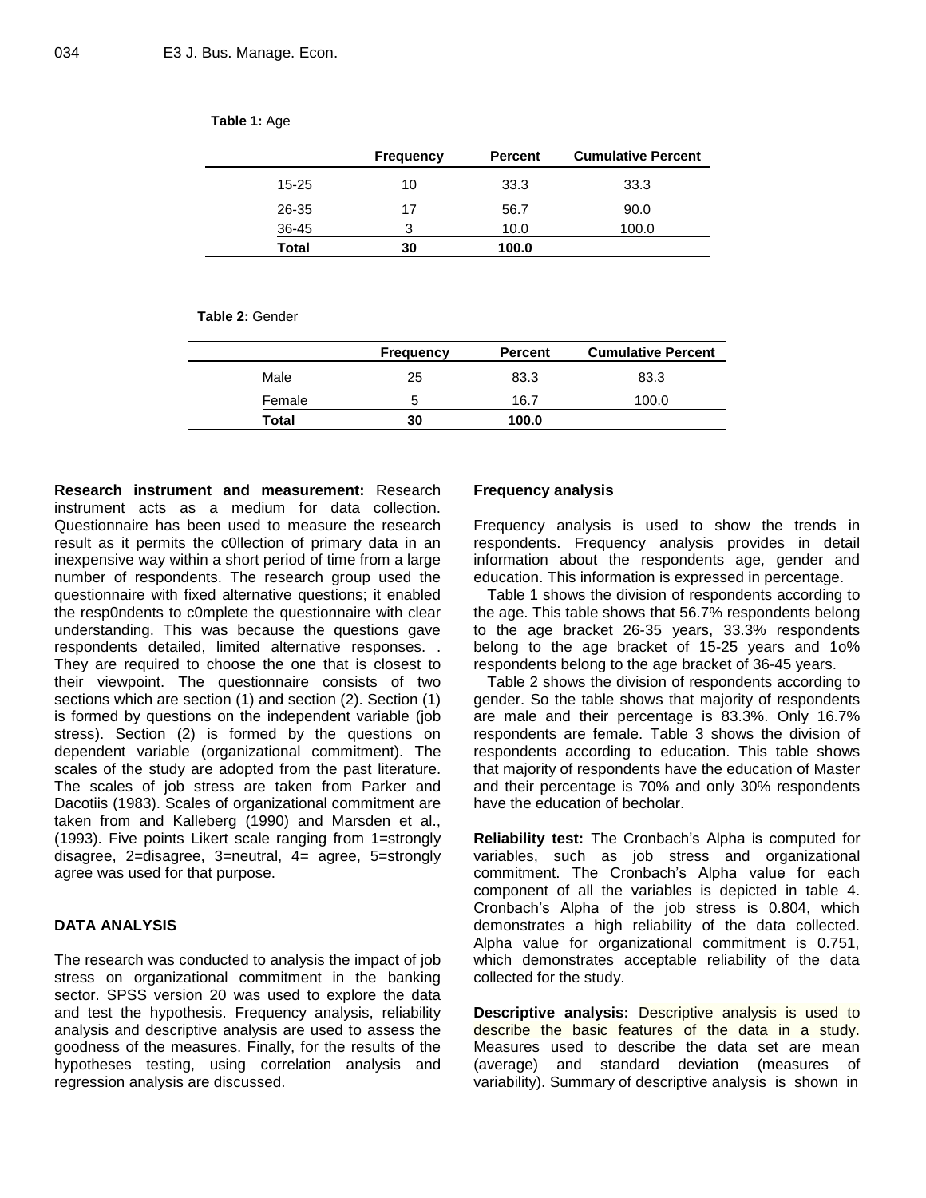**Table 1:** Age

| | Frequency | Percent | Cumulative Percent |
|---|---|---|---|
| 15-25 | 10 | 33.3 | 33.3 |
| 26-35 | 17 | 56.7 | 90.0 |
| 36-45 | 3 | 10.0 | 100.0 |
| **Total** | **30** | **100.0** | |

**Table 2:** Gender

| | Frequency | Percent | Cumulative Percent |
|---|---|---|---|
| Male | 25 | 83.3 | 83.3 |
| Female | 5 | 16.7 | 100.0 |
| **Total** | **30** | **100.0** | |

**Research instrument and measurement:** Research instrument acts as a medium for data collection. Questionnaire has been used to measure the research result as it permits the c0llection of primary data in an inexpensive way within a short period of time from a large number of respondents. The research group used the questionnaire with fixed alternative questions; it enabled the resp0ndents to c0mplete the questionnaire with clear understanding. This was because the questions gave respondents detailed, limited alternative responses. . They are required to choose the one that is closest to their viewpoint. The questionnaire consists of two sections which are section (1) and section (2). Section (1) is formed by questions on the independent variable (job stress). Section (2) is formed by the questions on dependent variable (organizational commitment). The scales of the study are adopted from the past literature. The scales of job stress are taken from Parker and Dacotiis (1983). Scales of organizational commitment are taken from and Kalleberg (1990) and Marsden et al., (1993). Five points Likert scale ranging from 1=strongly disagree, 2=disagree, 3=neutral, 4= agree, 5=strongly agree was used for that purpose.

## DATA ANALYSIS

The research was conducted to analysis the impact of job stress on organizational commitment in the banking sector. SPSS version 20 was used to explore the data and test the hypothesis. Frequency analysis, reliability analysis and descriptive analysis are used to assess the goodness of the measures. Finally, for the results of the hypotheses testing, using correlation analysis and regression analysis are discussed.

### Frequency analysis

Frequency analysis is used to show the trends in respondents. Frequency analysis provides in detail information about the respondents age, gender and education. This information is expressed in percentage.

Table 1 shows the division of respondents according to the age. This table shows that 56.7% respondents belong to the age bracket 26-35 years, 33.3% respondents belong to the age bracket of 15-25 years and 1o% respondents belong to the age bracket of 36-45 years.

Table 2 shows the division of respondents according to gender. So the table shows that majority of respondents are male and their percentage is 83.3%. Only 16.7% respondents are female. Table 3 shows the division of respondents according to education. This table shows that majority of respondents have the education of Master and their percentage is 70% and only 30% respondents have the education of becholar.

**Reliability test:** The Cronbach's Alpha is computed for variables, such as job stress and organizational commitment. The Cronbach's Alpha value for each component of all the variables is depicted in table 4. Cronbach's Alpha of the job stress is 0.804, which demonstrates a high reliability of the data collected. Alpha value for organizational commitment is 0.751, which demonstrates acceptable reliability of the data collected for the study.

**Descriptive analysis:** Descriptive analysis is used to describe the basic features of the data in a study. Measures used to describe the data set are mean (average) and standard deviation (measures of variability). Summary of descriptive analysis is shown in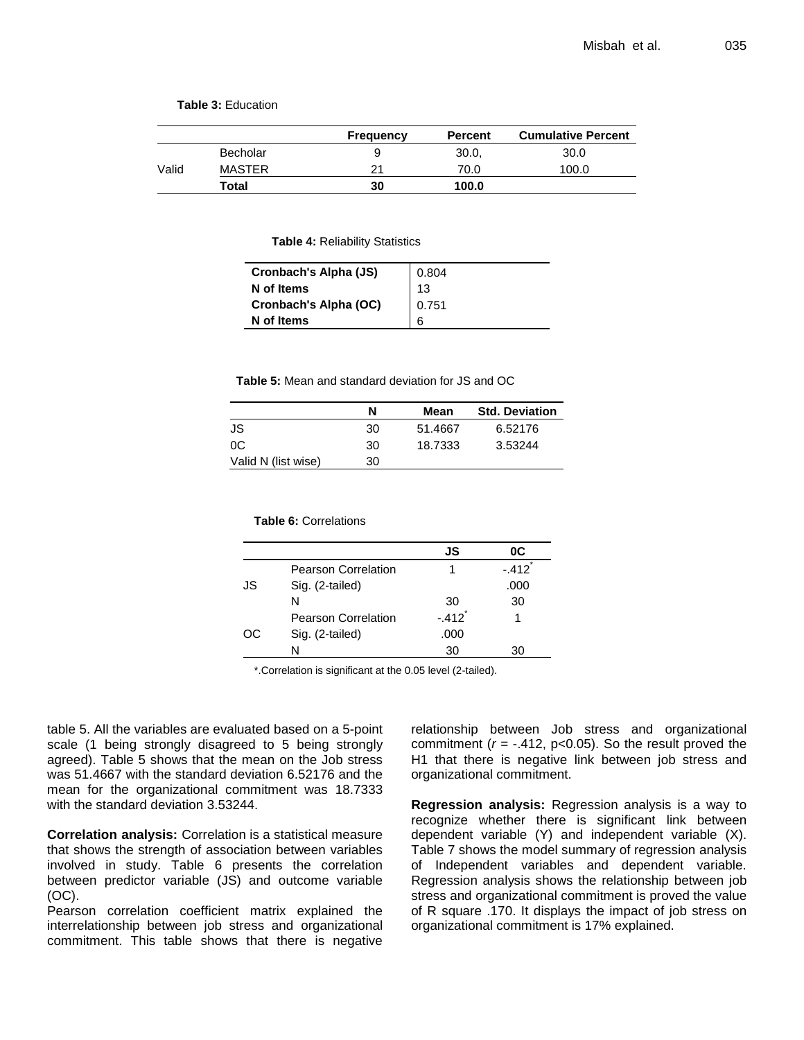**Table 3:** Education

| | | Frequency | Percent | Cumulative Percent |
|---|---|---|---|---|
| Valid | Becholar | 9 | 30.0, | 30.0 |
| | MASTER | 21 | 70.0 | 100.0 |
| | **Total** | **30** | **100.0** | |

**Table 4:** Reliability Statistics

| | |
|---|---|
| **Cronbach's Alpha (JS)** | 0.804 |
| **N of Items** | 13 |
| **Cronbach's Alpha (OC)** | 0.751 |
| **N of Items** | 6 |

**Table 5:** Mean and standard deviation for JS and OC

| | N | Mean | Std. Deviation |
|---|---|---|---|
| JS | 30 | 51.4667 | 6.52176 |
| 0C | 30 | 18.7333 | 3.53244 |
| Valid N (list wise) | 30 | | |

**Table 6:** Correlations

| | | JS | 0C |
|---|---|---|---|
| JS | Pearson Correlation | 1 | -.412* |
| | Sig. (2-tailed) | | .000 |
| | N | 30 | 30 |
| OC | Pearson Correlation | -.412* | 1 |
| | Sig. (2-tailed) | .000 | |
| | N | 30 | 30 |

*.Correlation is significant at the 0.05 level (2-tailed).

table 5. All the variables are evaluated based on a 5-point scale (1 being strongly disagreed to 5 being strongly agreed). Table 5 shows that the mean on the Job stress was 51.4667 with the standard deviation 6.52176 and the mean for the organizational commitment was 18.7333 with the standard deviation 3.53244.

**Correlation analysis:** Correlation is a statistical measure that shows the strength of association between variables involved in study. Table 6 presents the correlation between predictor variable (JS) and outcome variable (OC).

Pearson correlation coefficient matrix explained the interrelationship between job stress and organizational commitment. This table shows that there is negative relationship between Job stress and organizational commitment ($r$ = -.412, $p<0.05$). So the result proved the H1 that there is negative link between job stress and organizational commitment.

**Regression analysis:** Regression analysis is a way to recognize whether there is significant link between dependent variable (Y) and independent variable (X). Table 7 shows the model summary of regression analysis of Independent variables and dependent variable. Regression analysis shows the relationship between job stress and organizational commitment is proved the value of R square .170. It displays the impact of job stress on organizational commitment is 17% explained.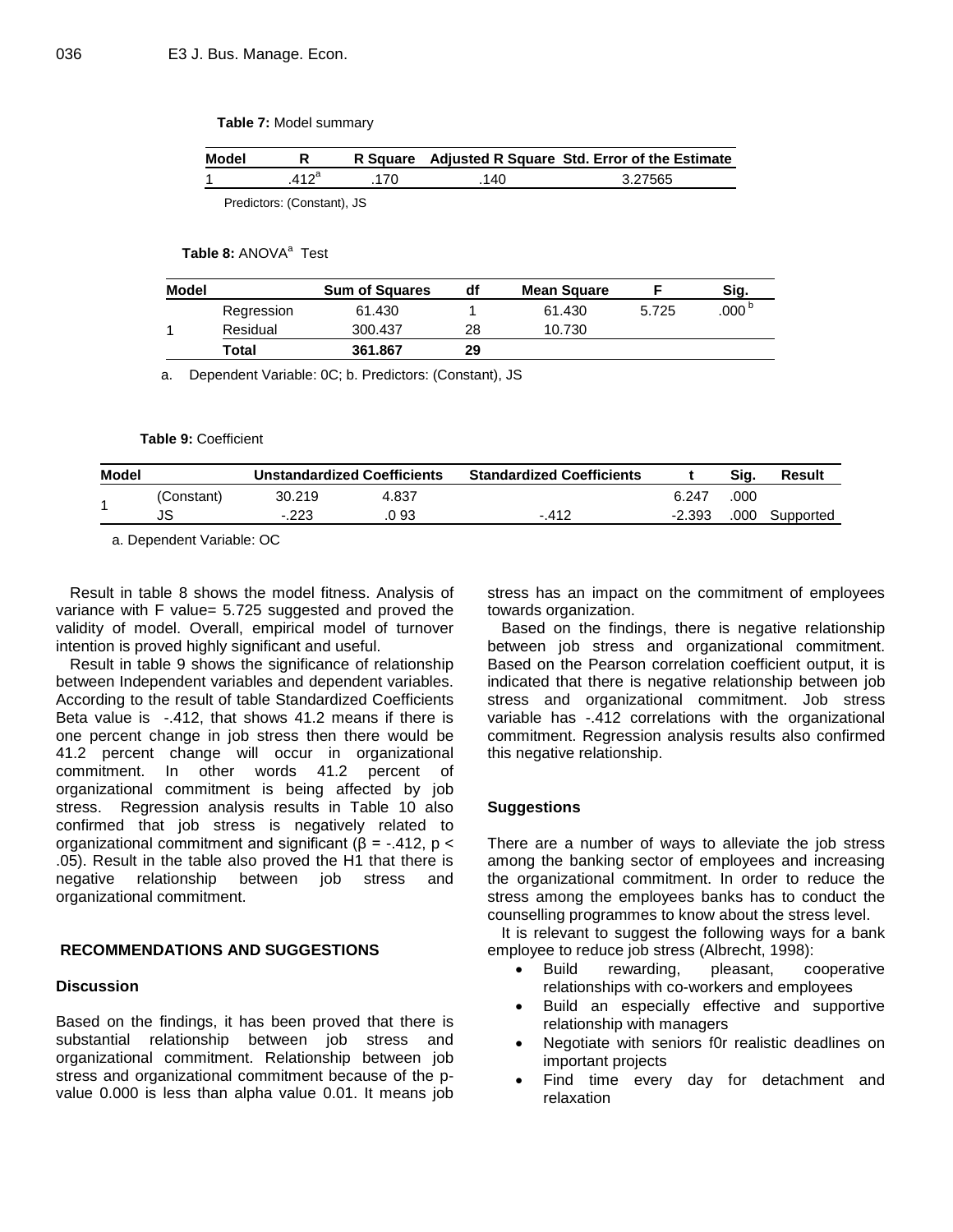**Table 7:** Model summary

| Model | R | R Square | Adjusted R Square | Std. Error of the Estimate |
|---|---|---|---|---|
| 1 | .412[a] | .170 | .140 | 3.27565 |

Predictors: (Constant), JS

**Table 8:** ANOVA[a] Test

| Model | | Sum of Squares | df | Mean Square | F | Sig. |
|---|---|---|---|---|---|---|
| 1 | Regression | 61.430 | 1 | 61.430 | 5.725 | .000[b] |
| | Residual | 300.437 | 28 | 10.730 | | |
| | **Total** | **361.867** | **29** | | | |

a. Dependent Variable: 0C; b. Predictors: (Constant), JS

**Table 9:** Coefficient

| Model | | Unstandardized Coefficients | | Standardized Coefficients | t | Sig. | Result |
|---|---|---|---|---|---|---|---|
| 1 | (Constant) | 30.219 | 4.837 | | 6.247 | .000 | |
| | JS | -.223 | .0 93 | -.412 | -2.393 | .000 | Supported |

a. Dependent Variable: OC

Result in table 8 shows the model fitness. Analysis of variance with F value= 5.725 suggested and proved the validity of model. Overall, empirical model of turnover intention is proved highly significant and useful.

Result in table 9 shows the significance of relationship between Independent variables and dependent variables. According to the result of table Standardized Coefficients Beta value is -.412, that shows 41.2 means if there is one percent change in job stress then there would be 41.2 percent change will occur in organizational commitment. In other words 41.2 percent of organizational commitment is being affected by job stress. Regression analysis results in Table 10 also confirmed that job stress is negatively related to organizational commitment and significant ($\beta$ = -.412, $p <$ .05). Result in the table also proved the H1 that there is negative relationship between job stress and organizational commitment.

## RECOMMENDATIONS AND SUGGESTIONS

### Discussion

Based on the findings, it has been proved that there is substantial relationship between job stress and organizational commitment. Relationship between job stress and organizational commitment because of the p-value 0.000 is less than alpha value 0.01. It means job stress has an impact on the commitment of employees towards organization.

Based on the findings, there is negative relationship between job stress and organizational commitment. Based on the Pearson correlation coefficient output, it is indicated that there is negative relationship between job stress and organizational commitment. Job stress variable has -.412 correlations with the organizational commitment. Regression analysis results also confirmed this negative relationship.

### Suggestions

There are a number of ways to alleviate the job stress among the banking sector of employees and increasing the organizational commitment. In order to reduce the stress among the employees banks has to conduct the counselling programmes to know about the stress level.

It is relevant to suggest the following ways for a bank employee to reduce job stress (Albrecht, 1998):

- Build rewarding, pleasant, cooperative relationships with co-workers and employees
- Build an especially effective and supportive relationship with managers
- Negotiate with seniors f0r realistic deadlines on important projects
- Find time every day for detachment and relaxation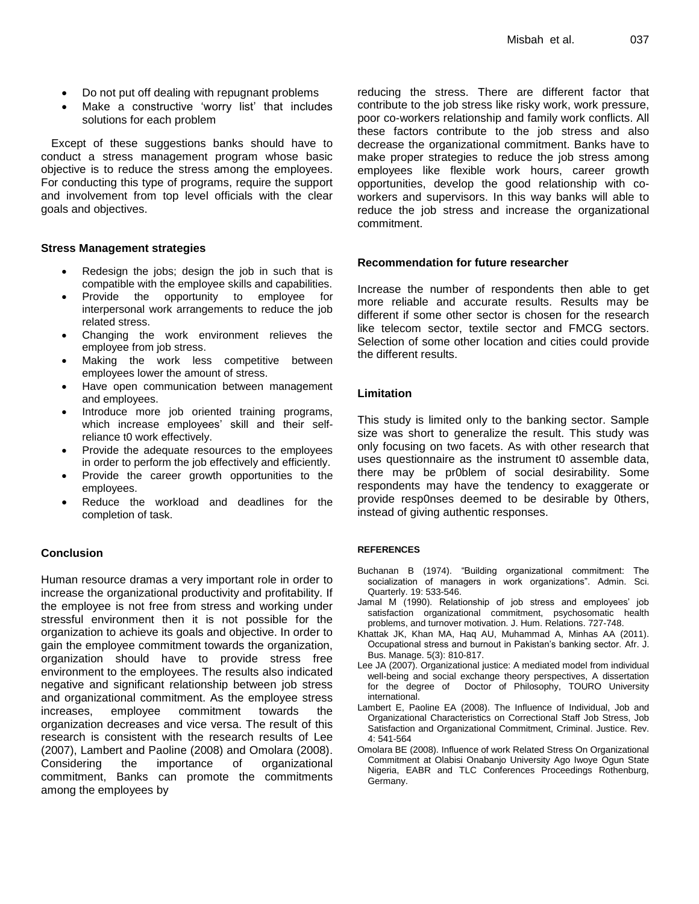- Do not put off dealing with repugnant problems
- Make a constructive 'worry list' that includes solutions for each problem

Except of these suggestions banks should have to conduct a stress management program whose basic objective is to reduce the stress among the employees. For conducting this type of programs, require the support and involvement from top level officials with the clear goals and objectives.

**Stress Management strategies**

- Redesign the jobs; design the job in such that is compatible with the employee skills and capabilities.
- Provide the opportunity to employee for interpersonal work arrangements to reduce the job related stress.
- Changing the work environment relieves the employee from job stress.
- Making the work less competitive between employees lower the amount of stress.
- Have open communication between management and employees.
- Introduce more job oriented training programs, which increase employees' skill and their self-reliance t0 work effectively.
- Provide the adequate resources to the employees in order to perform the job effectively and efficiently.
- Provide the career growth opportunities to the employees.
- Reduce the workload and deadlines for the completion of task.

## Conclusion

Human resource dramas a very important role in order to increase the organizational productivity and profitability. If the employee is not free from stress and working under stressful environment then it is not possible for the organization to achieve its goals and objective. In order to gain the employee commitment towards the organization, organization should have to provide stress free environment to the employees. The results also indicated negative and significant relationship between job stress and organizational commitment. As the employee stress increases, employee commitment towards the organization decreases and vice versa. The result of this research is consistent with the research results of Lee (2007), Lambert and Paoline (2008) and Omolara (2008). Considering the importance of organizational commitment, Banks can promote the commitments among the employees by reducing the stress. There are different factor that contribute to the job stress like risky work, work pressure, poor co-workers relationship and family work conflicts. All these factors contribute to the job stress and also decrease the organizational commitment. Banks have to make proper strategies to reduce the job stress among employees like flexible work hours, career growth opportunities, develop the good relationship with co-workers and supervisors. In this way banks will able to reduce the job stress and increase the organizational commitment.

## Recommendation for future researcher

Increase the number of respondents then able to get more reliable and accurate results. Results may be different if some other sector is chosen for the research like telecom sector, textile sector and FMCG sectors. Selection of some other location and cities could provide the different results.

## Limitation

This study is limited only to the banking sector. Sample size was short to generalize the result. This study was only focusing on two facets. As with other research that uses questionnaire as the instrument t0 assemble data, there may be pr0blem of social desirability. Some respondents may have the tendency to exaggerate or provide resp0nses deemed to be desirable by 0thers, instead of giving authentic responses.

## REFERENCES

Buchanan B (1974). "Building organizational commitment: The socialization of managers in work organizations". Admin. Sci. Quarterly. 19: 533-546.

Jamal M (1990). Relationship of job stress and employees' job satisfaction organizational commitment, psychosomatic health problems, and turnover motivation. J. Hum. Relations. 727-748.

Khattak JK, Khan MA, Haq AU, Muhammad A, Minhas AA (2011). Occupational stress and burnout in Pakistan's banking sector. Afr. J. Bus. Manage. 5(3): 810-817.

Lee JA (2007). Organizational justice: A mediated model from individual well-being and social exchange theory perspectives, A dissertation for the degree of Doctor of Philosophy, TOURO University international.

Lambert E, Paoline EA (2008). The Influence of Individual, Job and Organizational Characteristics on Correctional Staff Job Stress, Job Satisfaction and Organizational Commitment, Criminal. Justice. Rev. 4: 541-564

Omolara BE (2008). Influence of work Related Stress On Organizational Commitment at Olabisi Onabanjo University Ago Iwoye Ogun State Nigeria, EABR and TLC Conferences Proceedings Rothenburg, Germany.